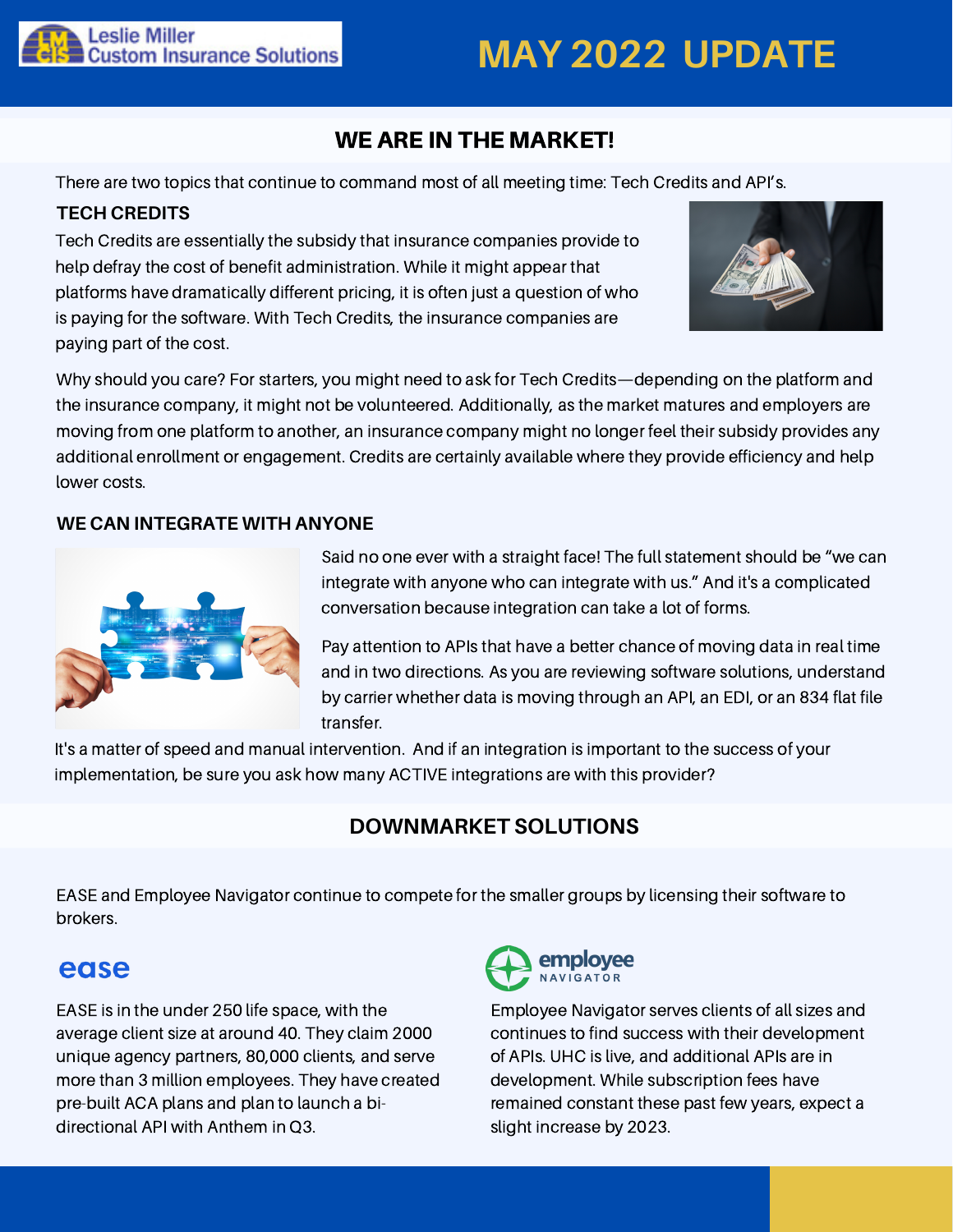# MAY 2022 UPDATE

## WE ARE IN THE MARKET!

There are two topics that continue to command most of all meeting time: Tech Credits and API's.

### TECH CREDITS

Tech Credits are essentially the subsidy that insurance companies provide to help defray the cost of benefit administration. While it might appear that platforms have dramatically different pricing, it is often just a question of who is paying for the software. With Tech Credits, the insurance companies are paying part of the cost.

Why should you care? For starters, you might need to ask for Tech Credits—depending on the platform and the insurance company, it might not be volunteered. Additionally, as the market matures and employers are moving from one platform to another, an insurance company might no longer feel their subsidy provides any additional enrollment or engagement. Credits are certainly available where they provide efficiency and help lower costs.

### WE CAN INTEGRATE WITH ANYONE

Said no one ever with a straight face! The full statement should be "we can integrate with anyone who can integrate with us." And it's a complicated conversation because integration can take a lot of forms.

Pay attention to APIs that have a better chance of moving data in real time and in two directions. As you are reviewing software solutions, understand by carrier whether data is moving through an API, an EDI, or an 834 flat file transfer.

It's a matter of speed and manual intervention. And if an integration is important to the success of your implementation, be sure you ask how many ACTIVE integrations are with this provider?

## DOWNMARKET SOLUTIONS

EASE and Employee Navigator continue to compete for the smaller groups by licensing their software to brokers.

### ease

EASE is in the under 250 life space, with the average client size at around 40. They claim 2000 unique agency partners, 80,000 clients, and serve more than 3 million employees. They have created pre-built ACA plans and plan to launch a bi-directional API with Anthem in Q3.

### employee NAVIGATOR

Employee Navigator serves clients of all sizes and continues to find success with their development of APIs. UHC is live, and additional APIs are in development. While subscription fees have remained constant these past few years, expect a slight increase by 2023.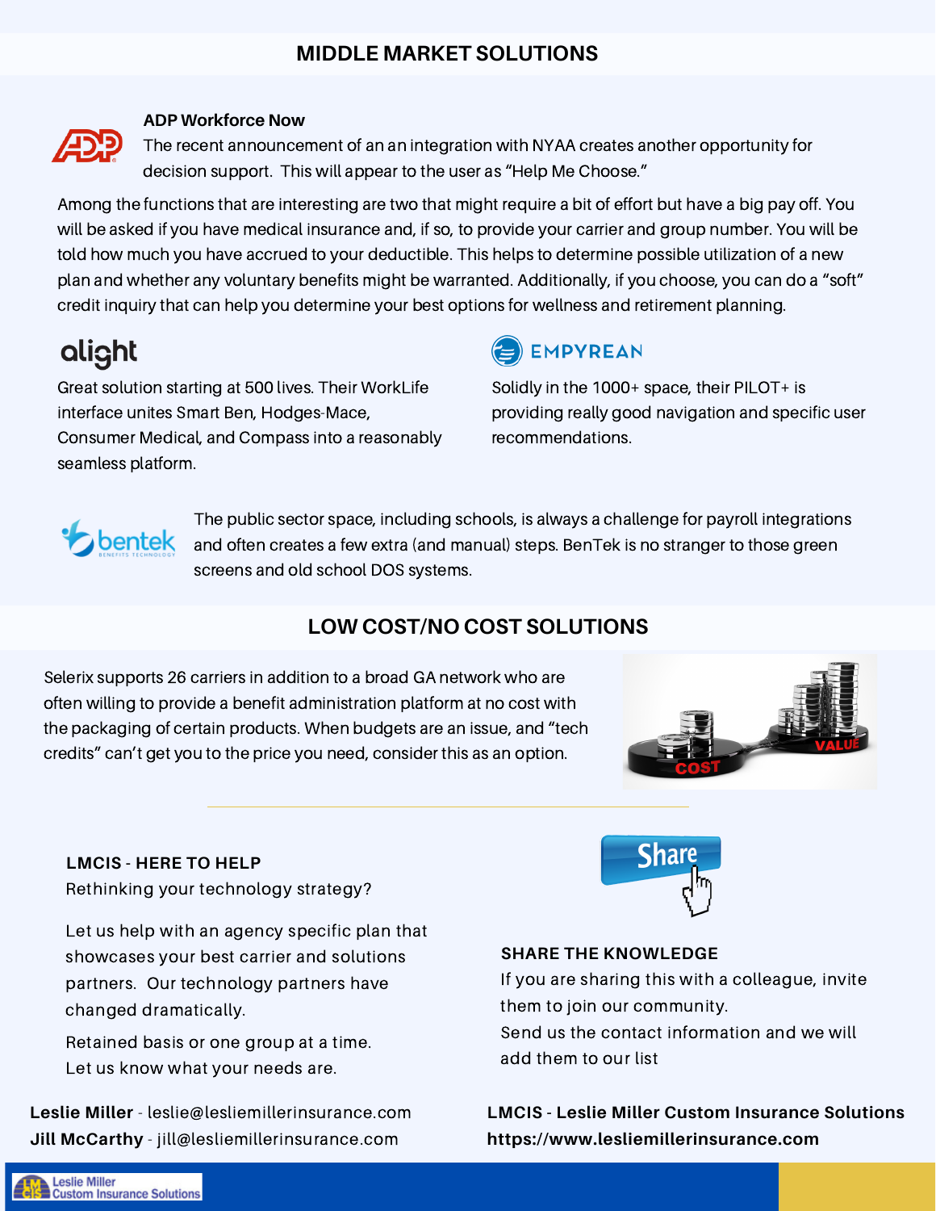## MIDDLE MARKET SOLUTIONS

### ADP Workforce Now

The recent announcement of an an integration with NYAA creates another opportunity for decision support. This will appear to the user as "Help Me Choose."

Among the functions that are interesting are two that might require a bit of effort but have a big pay off. You will be asked if you have medical insurance and, if so, to provide your carrier and group number. You will be told how much you have accrued to your deductible. This helps to determine possible utilization of a new plan and whether any voluntary benefits might be warranted. Additionally, if you choose, you can do a "soft" credit inquiry that can help you determine your best options for wellness and retirement planning.

### alight

Great solution starting at 500 lives. Their WorkLife interface unites Smart Ben, Hodges-Mace, Consumer Medical, and Compass into a reasonably seamless platform.

### EMPYREAN

Solidly in the 1000+ space, their PILOT+ is providing really good navigation and specific user recommendations.

### bentek

The public sector space, including schools, is always a challenge for payroll integrations and often creates a few extra (and manual) steps. BenTek is no stranger to those green screens and old school DOS systems.

## LOW COST/NO COST SOLUTIONS

Selerix supports 26 carriers in addition to a broad GA network who are often willing to provide a benefit administration platform at no cost with the packaging of certain products. When budgets are an issue, and "tech credits" can't get you to the price you need, consider this as an option.

---

**LMCIS - HERE TO HELP**

Rethinking your technology strategy?

Let us help with an agency specific plan that showcases your best carrier and solutions partners. Our technology partners have changed dramatically.

Retained basis or one group at a time.
Let us know what your needs are.

**SHARE THE KNOWLEDGE**

If you are sharing this with a colleague, invite them to join our community.
Send us the contact information and we will add them to our list

**Leslie Miller** - leslie@lesliemillerinsurance.com
**Jill McCarthy** - jill@lesliemillerinsurance.com

**LMCIS - Leslie Miller Custom Insurance Solutions**
**https://www.lesliemillerinsurance.com**